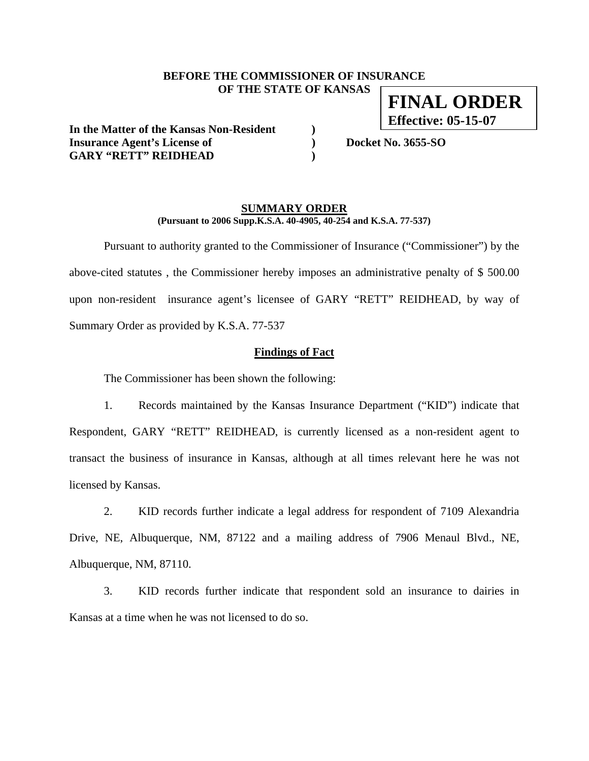**BEFORE THE COMMISSIONER OF INSURANCE**
**OF THE STATE OF KANSAS**

**FINAL ORDER**
**Effective: 05-15-07**

**In the Matter of the Kansas Non-Resident )**
**Insurance Agent's License of ) Docket No. 3655-SO**
**GARY "RETT" REIDHEAD )**

## SUMMARY ORDER

**(Pursuant to 2006 Supp.K.S.A. 40-4905, 40-254 and K.S.A. 77-537)**

Pursuant to authority granted to the Commissioner of Insurance ("Commissioner") by the above-cited statutes , the Commissioner hereby imposes an administrative penalty of $ 500.00 upon non-resident insurance agent's licensee of GARY "RETT" REIDHEAD, by way of Summary Order as provided by K.S.A. 77-537

### Findings of Fact

The Commissioner has been shown the following:

1. Records maintained by the Kansas Insurance Department ("KID") indicate that Respondent, GARY "RETT" REIDHEAD, is currently licensed as a non-resident agent to transact the business of insurance in Kansas, although at all times relevant here he was not licensed by Kansas.

2. KID records further indicate a legal address for respondent of 7109 Alexandria Drive, NE, Albuquerque, NM, 87122 and a mailing address of 7906 Menaul Blvd., NE, Albuquerque, NM, 87110.

3. KID records further indicate that respondent sold an insurance to dairies in Kansas at a time when he was not licensed to do so.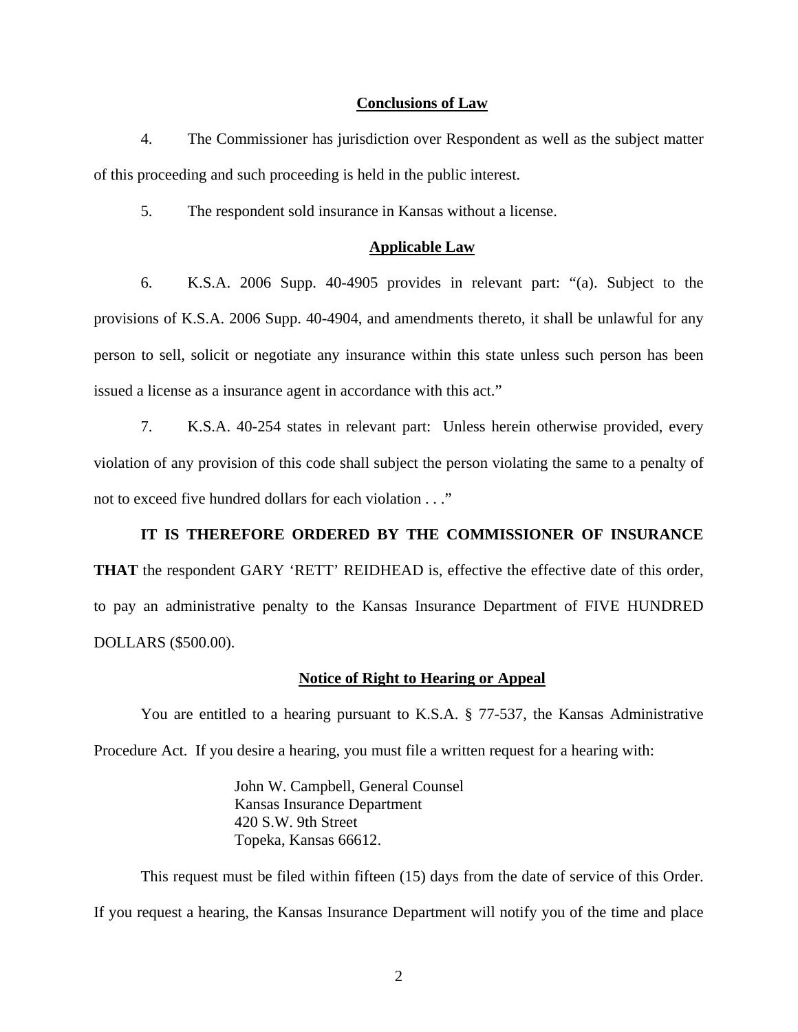## Conclusions of Law

4. The Commissioner has jurisdiction over Respondent as well as the subject matter of this proceeding and such proceeding is held in the public interest.

5. The respondent sold insurance in Kansas without a license.

## Applicable Law

6. K.S.A. 2006 Supp. 40-4905 provides in relevant part: "(a). Subject to the provisions of K.S.A. 2006 Supp. 40-4904, and amendments thereto, it shall be unlawful for any person to sell, solicit or negotiate any insurance within this state unless such person has been issued a license as a insurance agent in accordance with this act."

7. K.S.A. 40-254 states in relevant part: Unless herein otherwise provided, every violation of any provision of this code shall subject the person violating the same to a penalty of not to exceed five hundred dollars for each violation . . ."

**IT IS THEREFORE ORDERED BY THE COMMISSIONER OF INSURANCE THAT** the respondent GARY 'RETT' REIDHEAD is, effective the effective date of this order, to pay an administrative penalty to the Kansas Insurance Department of FIVE HUNDRED DOLLARS ($500.00).

## Notice of Right to Hearing or Appeal

You are entitled to a hearing pursuant to K.S.A. § 77-537, the Kansas Administrative Procedure Act. If you desire a hearing, you must file a written request for a hearing with:

John W. Campbell, General Counsel
Kansas Insurance Department
420 S.W. 9th Street
Topeka, Kansas 66612.

This request must be filed within fifteen (15) days from the date of service of this Order. If you request a hearing, the Kansas Insurance Department will notify you of the time and place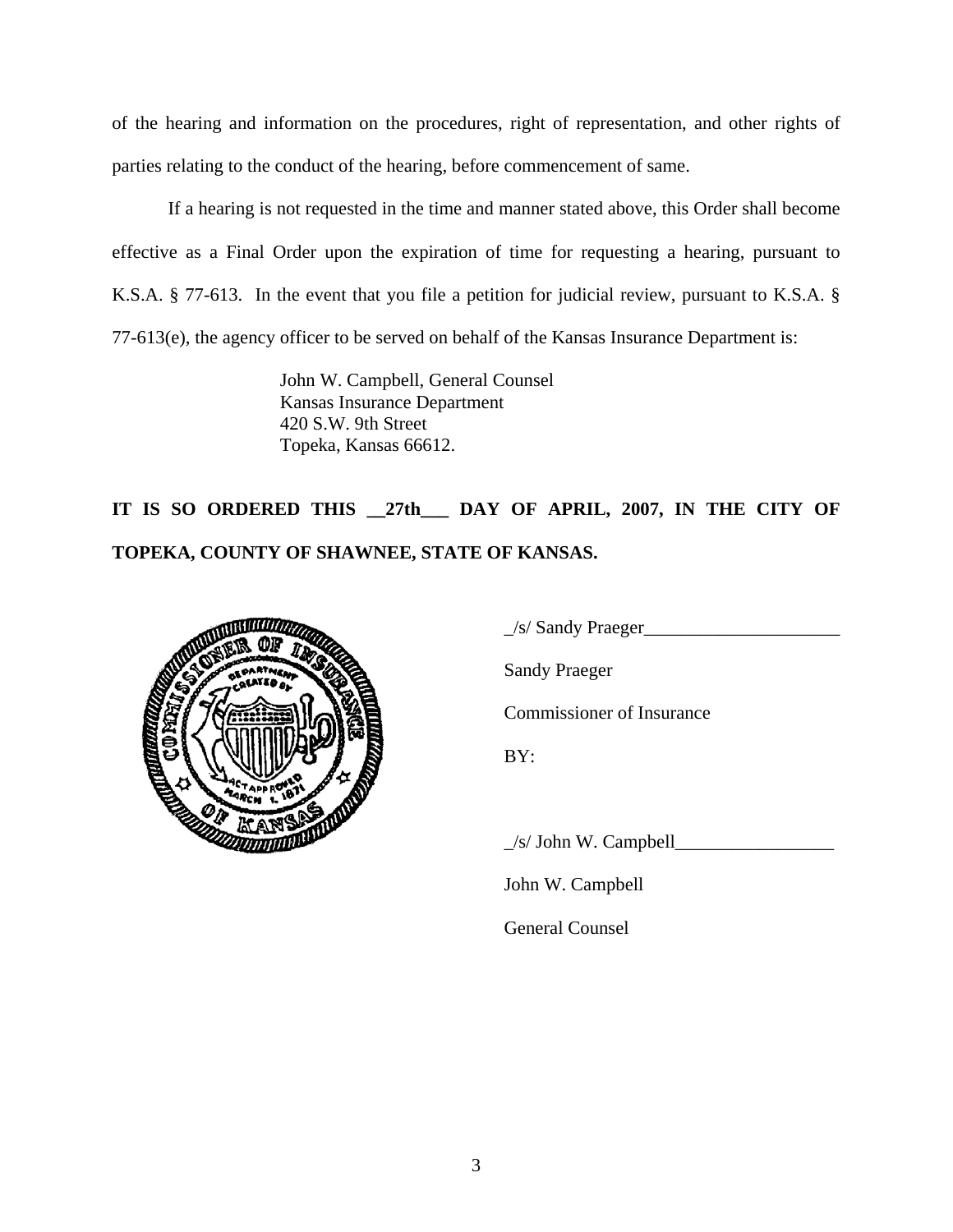of the hearing and information on the procedures, right of representation, and other rights of parties relating to the conduct of the hearing, before commencement of same.

If a hearing is not requested in the time and manner stated above, this Order shall become effective as a Final Order upon the expiration of time for requesting a hearing, pursuant to K.S.A. § 77-613. In the event that you file a petition for judicial review, pursuant to K.S.A. § 77-613(e), the agency officer to be served on behalf of the Kansas Insurance Department is:

John W. Campbell, General Counsel
Kansas Insurance Department
420 S.W. 9th Street
Topeka, Kansas 66612.

**IT IS SO ORDERED THIS __27th___ DAY OF APRIL, 2007, IN THE CITY OF TOPEKA, COUNTY OF SHAWNEE, STATE OF KANSAS.**

_/s/ Sandy Praeger_____________________

Sandy Praeger

Commissioner of Insurance

BY:

_/s/ John W. Campbell_________________

John W. Campbell

General Counsel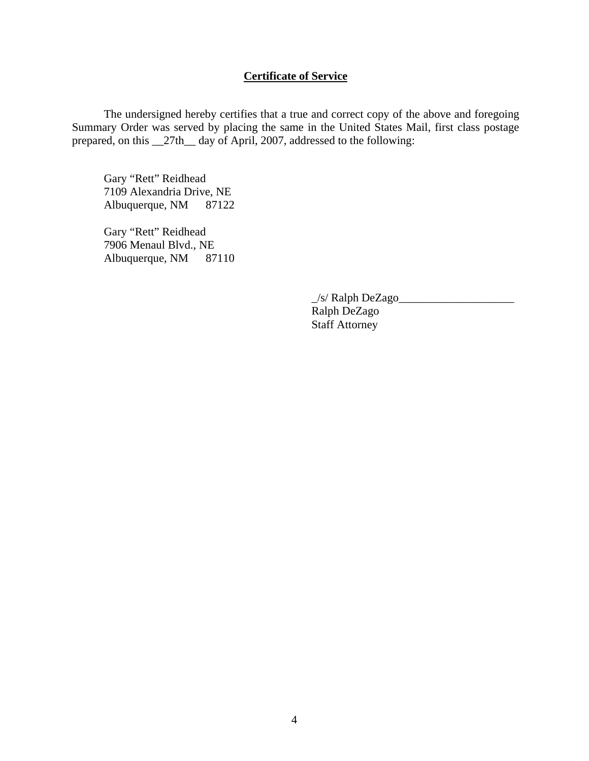**Certificate of Service**

The undersigned hereby certifies that a true and correct copy of the above and foregoing Summary Order was served by placing the same in the United States Mail, first class postage prepared, on this __27th__ day of April, 2007, addressed to the following:

Gary "Rett" Reidhead
7109 Alexandria Drive, NE
Albuquerque, NM 87122

Gary "Rett" Reidhead
7906 Menaul Blvd., NE
Albuquerque, NM 87110

_/s/ Ralph DeZago____________________
Ralph DeZago
Staff Attorney